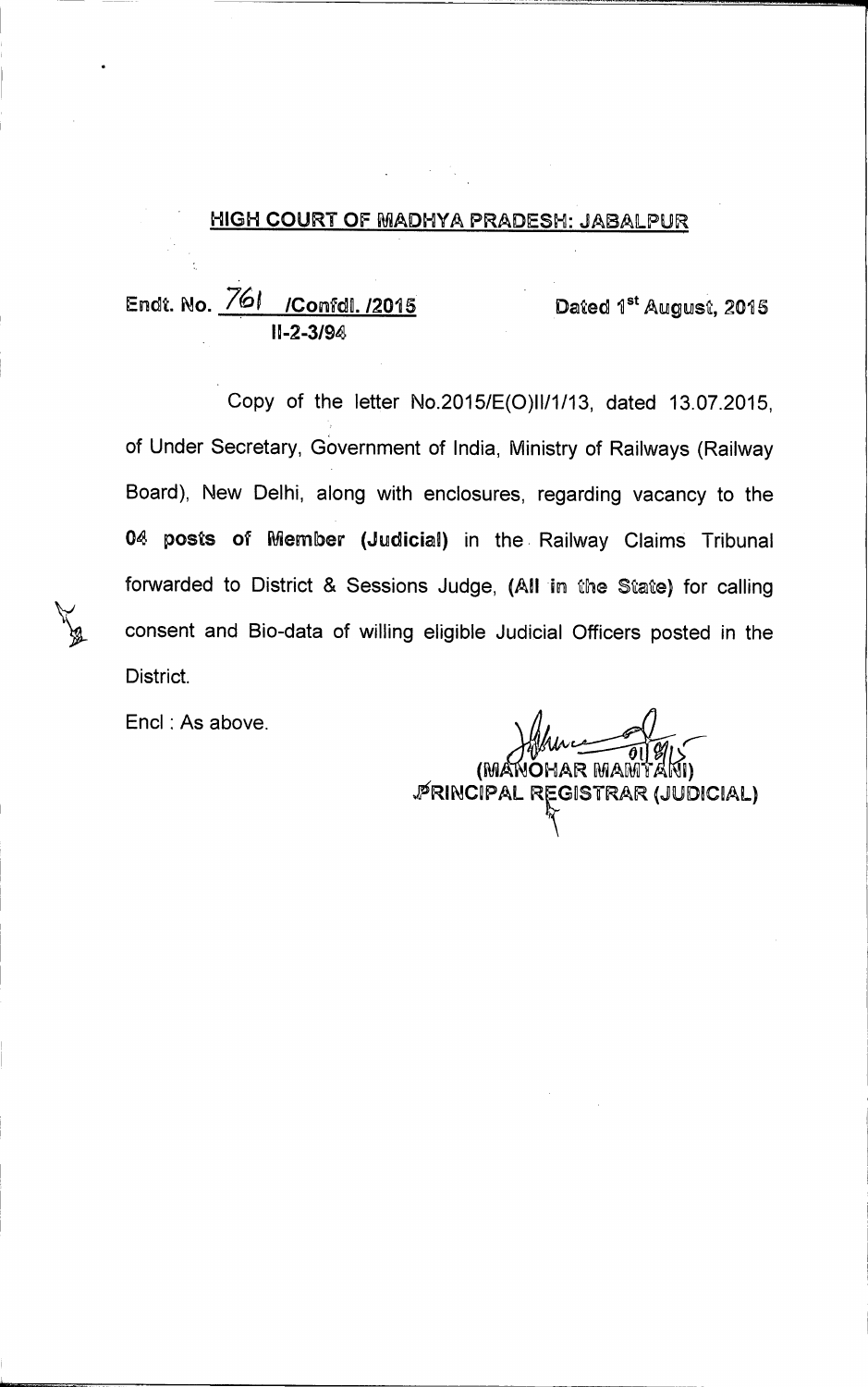## HIGH COURT OF MADHYA PRADESH: JABALPUR

Endt. No. 761 /Confdl. /2015 II-2-3/94 Dated 1st August, 2015

Copy of the letter No.2015/E(O)II/1/13, dated 13.07.2015, of Under Secretary, Government of India, Ministry of Railways (Railway Board), New Delhi, along with enclosures, regarding vacancy to the **04 posts of Member (Judicial)** in the Railway Claims Tribunal forwarded to District & Sessions Judge, **(All in the State)** for calling consent and Bio-data of willing eligible Judicial Officers posted in the District.

Encl : As above.

01/8/15

(MANOHAR MAMTANI)
PRINCIPAL REGISTRAR (JUDICIAL)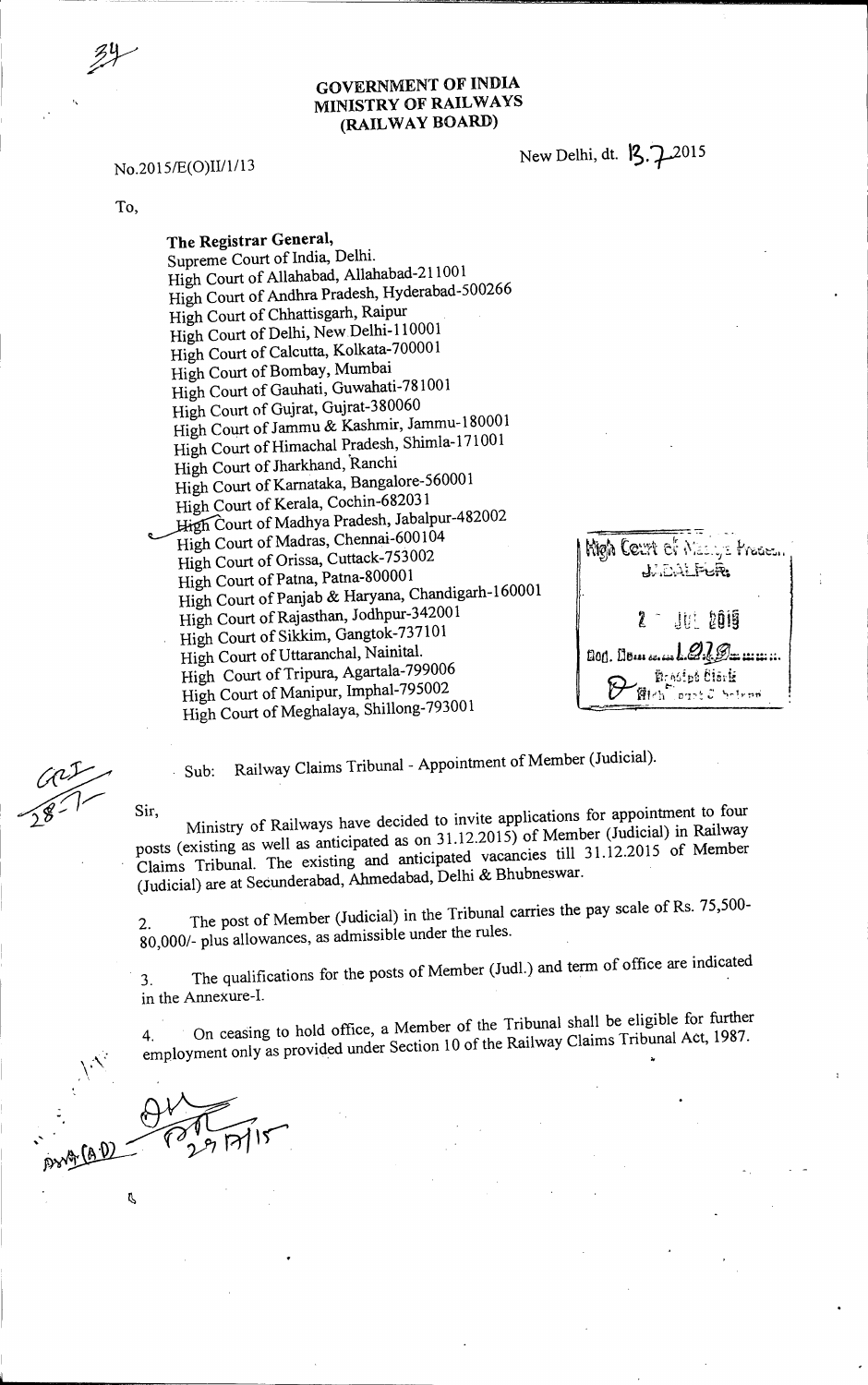**GOVERNMENT OF INDIA**
**MINISTRY OF RAILWAYS**
**(RAILWAY BOARD)**

No.2015/E(O)II/1/13

New Delhi, dt. 13.7.2015

To,

**The Registrar General,**
Supreme Court of India, Delhi.
High Court of Allahabad, Allahabad-211001
High Court of Andhra Pradesh, Hyderabad-500266
High Court of Chhattisgarh, Raipur
High Court of Delhi, New Delhi-110001
High Court of Calcutta, Kolkata-700001
High Court of Bombay, Mumbai
High Court of Gauhati, Guwahati-781001
High Court of Gujrat, Gujrat-380060
High Court of Jammu & Kashmir, Jammu-180001
High Court of Himachal Pradesh, Shimla-171001
High Court of Jharkhand, Ranchi
High Court of Karnataka, Bangalore-560001
High Court of Kerala, Cochin-682031
High Court of Madhya Pradesh, Jabalpur-482002
High Court of Madras, Chennai-600104
High Court of Orissa, Cuttack-753002
High Court of Patna, Patna-800001
High Court of Panjab & Haryana, Chandigarh-160001
High Court of Rajasthan, Jodhpur-342001
High Court of Sikkim, Gangtok-737101
High Court of Uttaranchal, Nainital.
High Court of Tripura, Agartala-799006
High Court of Manipur, Imphal-795002
High Court of Meghalaya, Shillong-793001

Sub: Railway Claims Tribunal - Appointment of Member (Judicial).

Sir,

Ministry of Railways have decided to invite applications for appointment to four posts (existing as well as anticipated as on 31.12.2015) of Member (Judicial) in Railway Claims Tribunal. The existing and anticipated vacancies till 31.12.2015 of Member (Judicial) are at Secunderabad, Ahmedabad, Delhi & Bhubneswar.

2. The post of Member (Judicial) in the Tribunal carries the pay scale of Rs. 75,500-80,000/- plus allowances, as admissible under the rules.

3. The qualifications for the posts of Member (Judl.) and term of office are indicated in the Annexure-I.

4. On ceasing to hold office, a Member of the Tribunal shall be eligible for further employment only as provided under Section 10 of the Railway Claims Tribunal Act, 1987.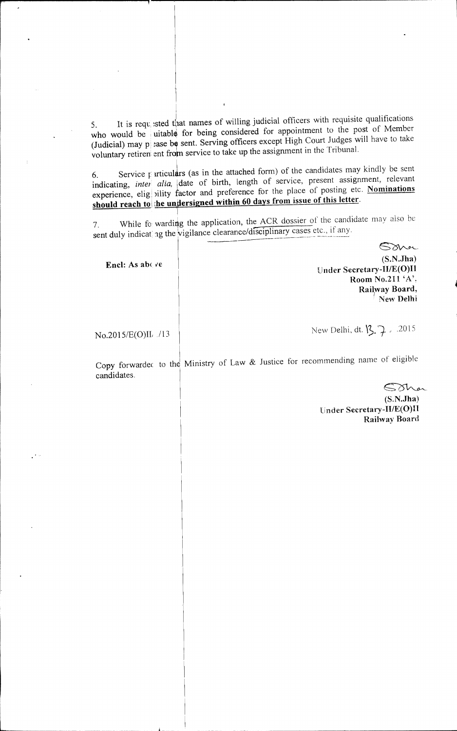5. It is requested that names of willing judicial officers with requisite qualifications who would be suitable for being considered for appointment to the post of Member (Judicial) may please be sent. Serving officers except High Court Judges will have to take voluntary retirement from service to take up the assignment in the Tribunal.

6. Service particulars (as in the attached form) of the candidates may kindly be sent indicating, *inter alia*, date of birth, length of service, present assignment, relevant experience, eligibility factor and preference for the place of posting etc. **Nominations should reach to the undersigned within 60 days from issue of this letter.**

7. While forwarding the application, the ACR dossier of the candidate may also be sent duly indicating the vigilance clearance/disciplinary cases etc., if any.

**Encl: As above**

**(S.N.Jha)**
**Under Secretary-II/E(O)II**
**Room No.211 'A',**
**Railway Board,**
**New Delhi**

No.2015/E(O)II/13

New Delhi, dt. 13.7.2015

Copy forwarded to the Ministry of Law & Justice for recommending name of eligible candidates.

**(S.N.Jha)**
**Under Secretary-II/E(O)II**
**Railway Board**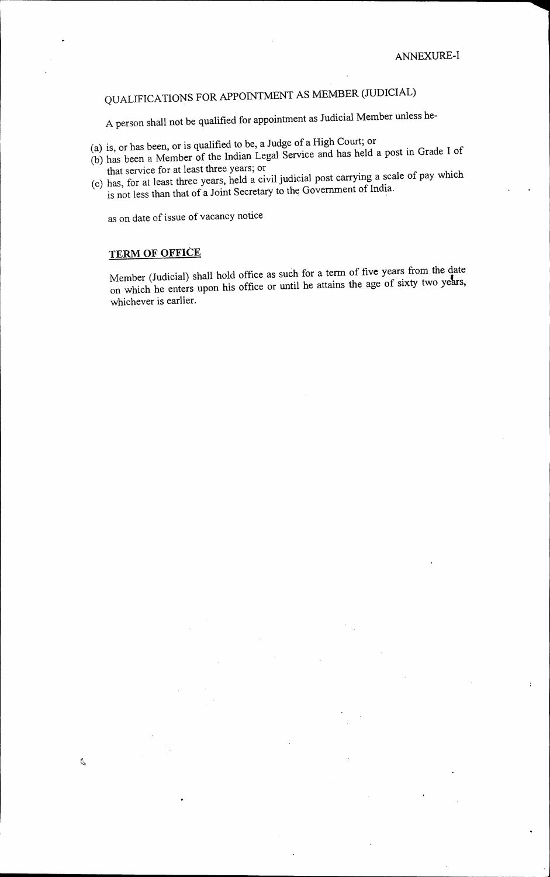ANNEXURE-I

# QUALIFICATIONS FOR APPOINTMENT AS MEMBER (JUDICIAL)

A person shall not be qualified for appointment as Judicial Member unless he-

(a) is, or has been, or is qualified to be, a Judge of a High Court; or
(b) has been a Member of the Indian Legal Service and has held a post in Grade I of that service for at least three years; or
(c) has, for at least three years, held a civil judicial post carrying a scale of pay which is not less than that of a Joint Secretary to the Government of India.

as on date of issue of vacancy notice

## TERM OF OFFICE

Member (Judicial) shall hold office as such for a term of five years from the date on which he enters upon his office or until he attains the age of sixty two years, whichever is earlier.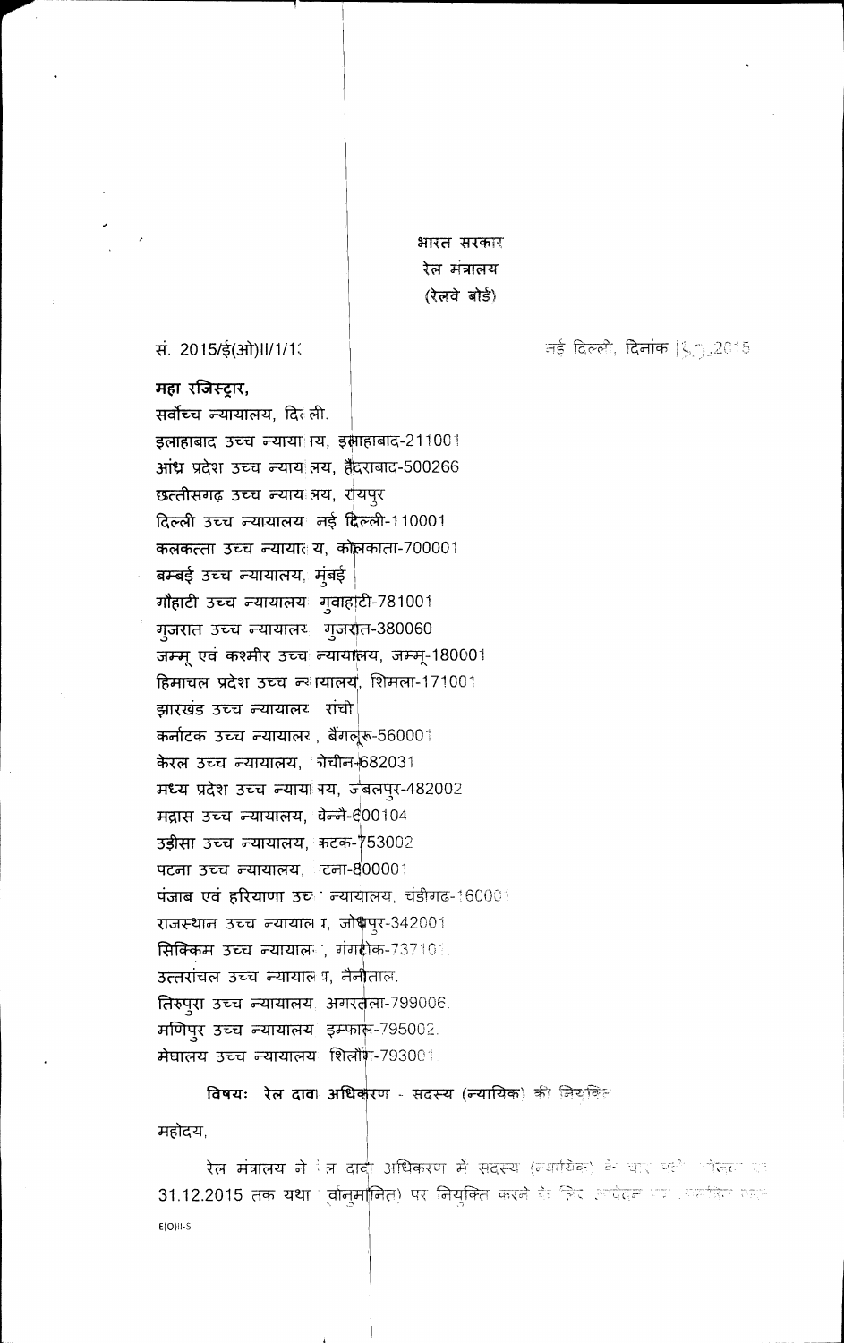भारत सरकार
रेल मंत्रालय
(रेलवे बोर्ड)

सं. 2015/ई(ओ)II/1/13 नई दिल्ली, दिनांक 18.9.2015

**महा रजिस्ट्रार,**

सर्वोच्च न्यायालय, दिल्ली.
इलाहाबाद उच्च न्यायालय, इलाहाबाद-211001
आंध्र प्रदेश उच्च न्यायालय, हैदराबाद-500266
छत्तीसगढ़ उच्च न्यायालय, रायपुर
दिल्ली उच्च न्यायालय, नई दिल्ली-110001
कलकत्ता उच्च न्यायालय, कोलकाता-700001
बम्बई उच्च न्यायालय, मुंबई
गौहाटी उच्च न्यायालय, गुवाहाटी-781001
गुजरात उच्च न्यायालय, गुजरात-380060
जम्मू एवं कश्मीर उच्च न्यायालय, जम्मू-180001
हिमाचल प्रदेश उच्च न्यायालय, शिमला-171001
झारखंड उच्च न्यायालय, रांची
कर्नाटक उच्च न्यायालय, बैंगलूरू-560001
केरल उच्च न्यायालय, कोचीन-682031
मध्य प्रदेश उच्च न्यायालय, जबलपुर-482002
मद्रास उच्च न्यायालय, चेन्नै-600104
उड़ीसा उच्च न्यायालय, कटक-753002
पटना उच्च न्यायालय, पटना-800001
पंजाब एवं हरियाणा उच्च न्यायालय, चंडीगढ़-160001
राजस्थान उच्च न्यायालय, जोधपुर-342001
सिक्किम उच्च न्यायालय, गंगटोक-737101
उत्तरांचल उच्च न्यायालय, नैनीताल.
तिरुपुरा उच्च न्यायालय, अगरतला-799006.
मणिपुर उच्च न्यायालय, इम्फाल-795002.
मेघालय उच्च न्यायालय, शिलौंग-793001

**विषयः रेल दावा अधिकरण - सदस्य (न्यायिक) की नियुक्ति**

महोदय,

रेल मंत्रालय ने रेल दावा अधिकरण में सदस्य (न्यायिक) के चार पदों (रिक्त एवं 31.12.2015 तक यथा पूर्वानुमानित) पर नियुक्ति करने के लिए आवेदन पत्र आमंत्रित करने

E(O)II-S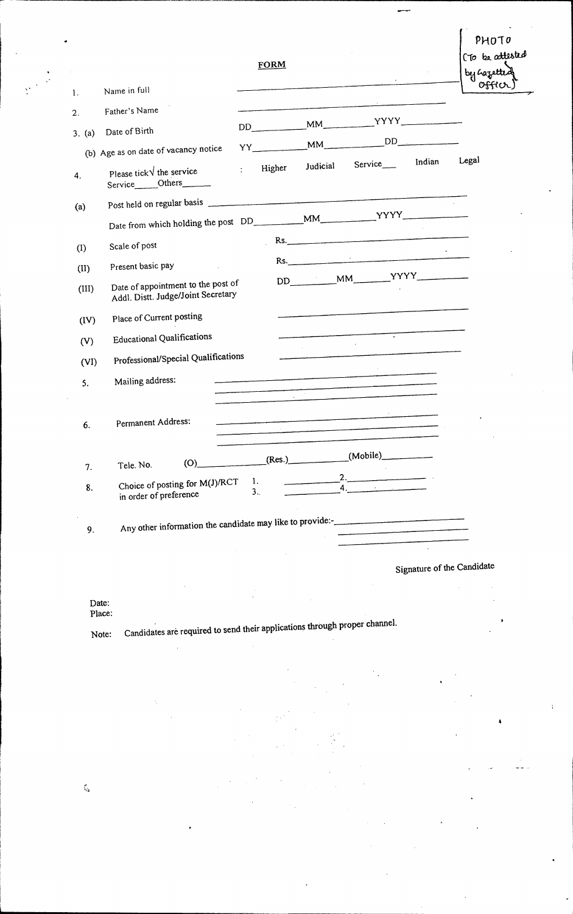PHOTO
(To be attested by Gazetted Officer)

## FORM

1. Name in full ______________________

2. Father's Name ______________________

3. (a) Date of Birth DD________ MM________ YYYY________

   (b) Age as on date of vacancy notice YY________ MM________ DD________

4. Please tick√ the service : Higher Judicial Service___ Indian Legal Service_____ Others______

(a) Post held on regular basis ______________________

   Date from which holding the post DD________ MM________ YYYY________

(I) Scale of post Rs.______________________

(II) Present basic pay Rs.______________________

(III) Date of appointment to the post of Addl. Distt. Judge/Joint Secretary DD________ MM________ YYYY________

(IV) Place of Current posting ______________________

(V) Educational Qualifications ______________________

(VI) Professional/Special Qualifications ______________________

5. Mailing address: ______________________

6. Permanent Address: ______________________

7. Tele. No. (O)__________ (Res.)__________ (Mobile)__________

8. Choice of posting for M(J)/RCT in order of preference 1.__________ 2.__________ 3.__________ 4.__________

9. Any other information the candidate may like to provide:-______________________

Signature of the Candidate

Date:
Place:

Note: Candidates are required to send their applications through proper channel.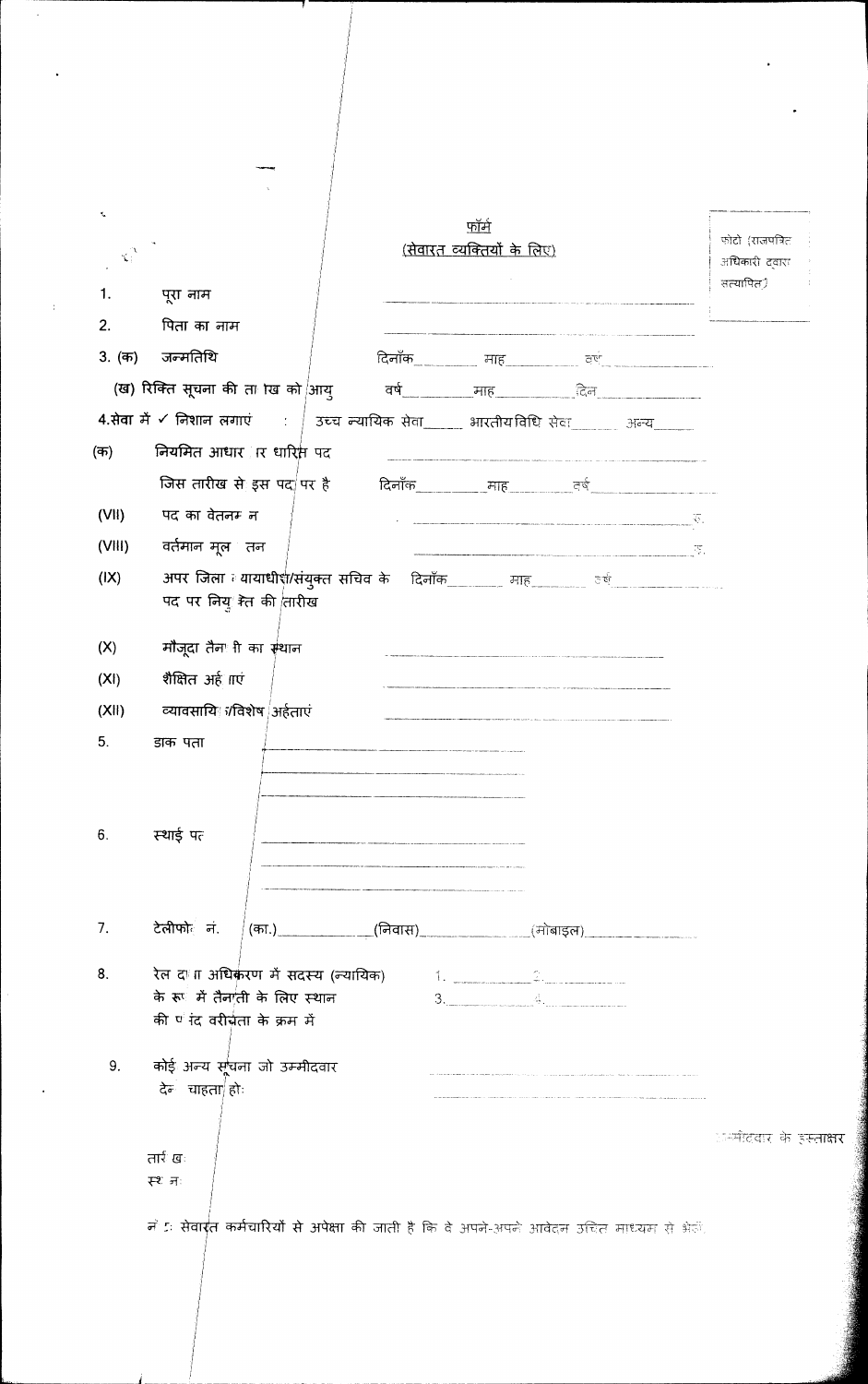# फॉर्म

## (सेवारत व्यक्तियों के लिए)

फोटो (राजपत्रित अधिकारी द्वारा सत्यापित)

1. पूरा नाम ____________________
2. पिता का नाम ____________________
3. (क) जन्मतिथि — दिनाँक ______ माह ______ वर्ष ______

   (ख) रिक्ति सूचना की तारीख को आयु — वर्ष ______ माह ______ दिन ______

4. सेवा में ✓ निशान लगाएं : उच्च न्यायिक सेवा ______ भारतीय विधि सेवा ______ अन्य ______

(क) नियमित आधार पर धारित पद ____________________

जिस तारीख से इस पद पर है — दिनाँक ______ माह ______ वर्ष ______

(VII) पद का वेतनमान ____________________ रु.

(VIII) वर्तमान मूल वेतन ____________________ रु.

(IX) अपर जिला न्यायाधीश/संयुक्त सचिव के पद पर नियुक्ति की तारीख — दिनाँक ______ माह ______ वर्ष ______

(X) मौजूदा तैनाती का स्थान ____________________

(XI) शैक्षिक अर्हताएं ____________________

(XII) व्यावसायिक/विशेष अर्हताएं ____________________

5. डाक पता ____________________

6. स्थाई पता ____________________

7. टेलीफोन नं. (का.) ______ (निवास) ______ (मोबाइल) ______

8. रेल दावा अधिकरण में सदस्य (न्यायिक) के रूप में तैनाती के लिए स्थान की पसंद वरीयता के क्रम में — 1. ______ 2. ______ 3. ______ 4. ______

9. कोई अन्य सूचना जो उम्मीदवार देना चाहता हो: ____________________

तारीख:

स्थान:

उम्मीदवार के हस्ताक्षर

नोट: सेवारत कर्मचारियों से अपेक्षा की जाती है कि वे अपने-अपने आवेदन उचित माध्यम से भेजें।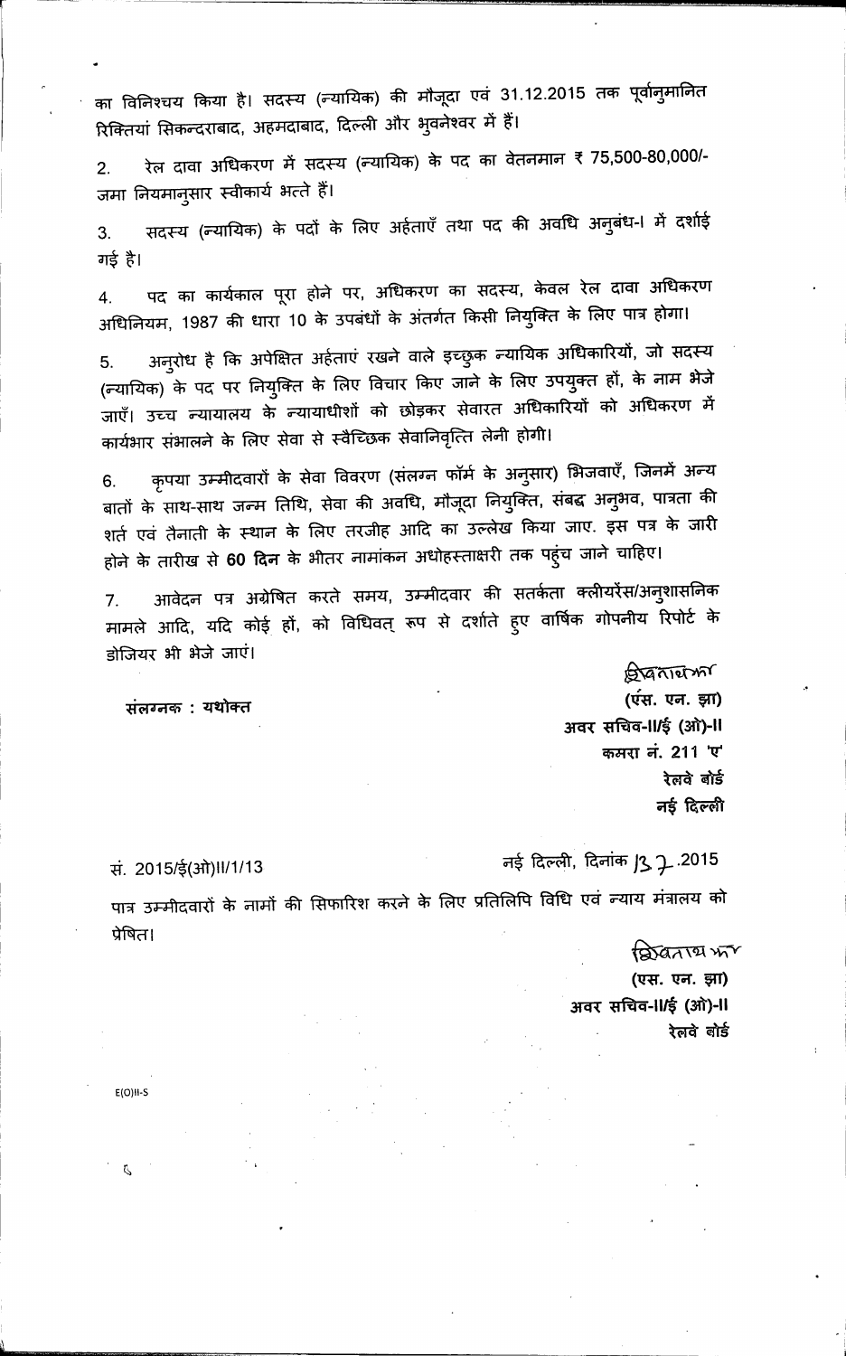का विनिश्चय किया है। सदस्य (न्यायिक) की मौजूदा एवं 31.12.2015 तक पूर्वानुमानित रिक्तियां सिकन्दराबाद, अहमदाबाद, दिल्ली और भुवनेश्वर में हैं।

2. रेल दावा अधिकरण में सदस्य (न्यायिक) के पद का वेतनमान ₹ 75,500-80,000/- जमा नियमानुसार स्वीकार्य भत्ते हैं।

3. सदस्य (न्यायिक) के पदों के लिए अर्हताएँ तथा पद की अवधि अनुबंध-I में दर्शाई गई है।

4. पद का कार्यकाल पूरा होने पर, अधिकरण का सदस्य, केवल रेल दावा अधिकरण अधिनियम, 1987 की धारा 10 के उपबंधों के अंतर्गत किसी नियुक्ति के लिए पात्र होगा।

5. अनुरोध है कि अपेक्षित अर्हताएं रखने वाले इच्छुक न्यायिक अधिकारियों, जो सदस्य (न्यायिक) के पद पर नियुक्ति के लिए विचार किए जाने के लिए उपयुक्त हों, के नाम भेजे जाएँ। उच्च न्यायालय के न्यायाधीशों को छोड़कर सेवारत अधिकारियों को अधिकरण में कार्यभार संभालने के लिए सेवा से स्वैच्छिक सेवानिवृत्ति लेनी होगी।

6. कृपया उम्मीदवारों के सेवा विवरण (संलग्न फॉर्म के अनुसार) भिजवाएँ, जिनमें अन्य बातों के साथ-साथ जन्म तिथि, सेवा की अवधि, मौजूदा नियुक्ति, संबद्ध अनुभव, पात्रता की शर्त एवं तैनाती के स्थान के लिए तरजीह आदि का उल्लेख किया जाए. इस पत्र के जारी होने के तारीख से **60 दिन** के भीतर नामांकन अधोहस्ताक्षरी तक पहुंच जाने चाहिए।

7. आवेदन पत्र अग्रेषित करते समय, उम्मीदवार की सतर्कता क्लीयरेंस/अनुशासनिक मामले आदि, यदि कोई हों, को विधिवत् रूप से दर्शाते हुए वार्षिक गोपनीय रिपोर्ट के डोजियर भी भेजे जाएं।

**संलग्नक : यथोक्त**

(एस. एन. झा)
अवर सचिव-II/ई (ओ)-II
कमरा नं. 211 'ए'
रेलवे बोर्ड
नई दिल्ली

सं. 2015/ई(ओ)II/1/13

नई दिल्ली, दिनांक 13.7.2015

पात्र उम्मीदवारों के नामों की सिफारिश करने के लिए प्रतिलिपि विधि एवं न्याय मंत्रालय को प्रेषित।

(एस. एन. झा)
अवर सचिव-II/ई (ओ)-II
रेलवे बोर्ड

E(O)II-S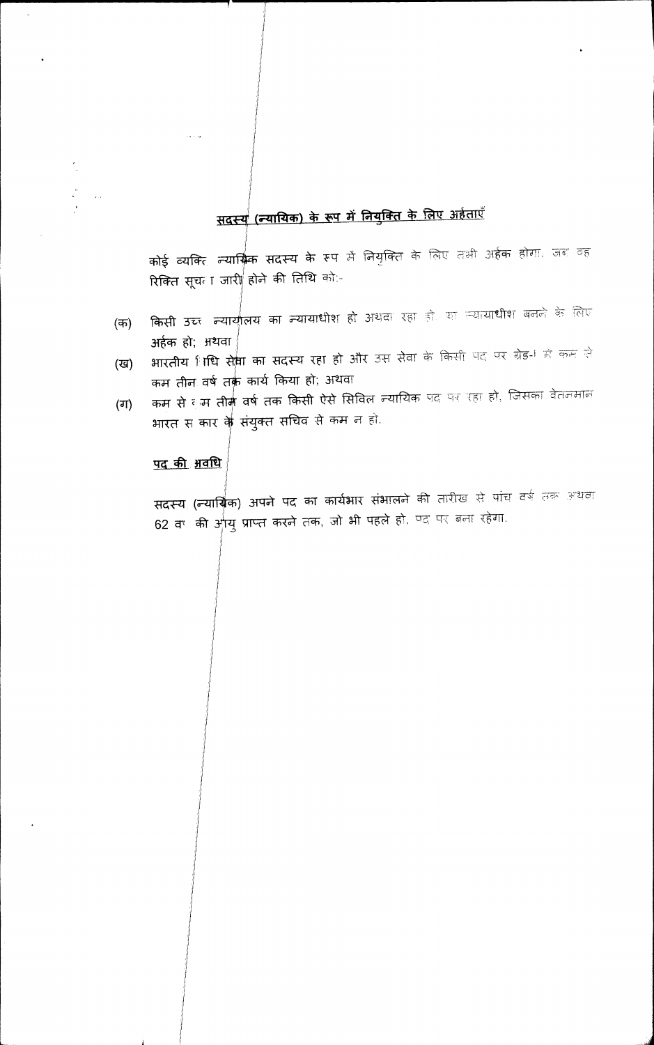## सदस्य (न्यायिक) के रूप में नियुक्ति के लिए अर्हताएँ

कोई व्यक्ति न्यायिक सदस्य के रूप में नियुक्ति के लिए तभी अर्हक होगा, जब वह रिक्ति सूचना जारी होने की तिथि को:-

(क) किसी उच्च न्यायालय का न्यायाधीश हो अथवा रहा हो या न्यायाधीश बनने के लिए अर्हक हो; अथवा

(ख) भारतीय विधि सेवा का सदस्य रहा हो और उस सेवा के किसी पद पर ग्रेड-I में कम से कम तीन वर्ष तक कार्य किया हो; अथवा

(ग) कम से कम तीन वर्ष तक किसी ऐसे सिविल न्यायिक पद पर रहा हो, जिसका वेतनमान भारत सरकार के संयुक्त सचिव से कम न हो.

## पद की अवधि

सदस्य (न्यायिक) अपने पद का कार्यभार संभालने की तारीख से पांच वर्ष तक अथवा 62 वर्ष की आयु प्राप्त करने तक, जो भी पहले हो, पद पर बना रहेगा.